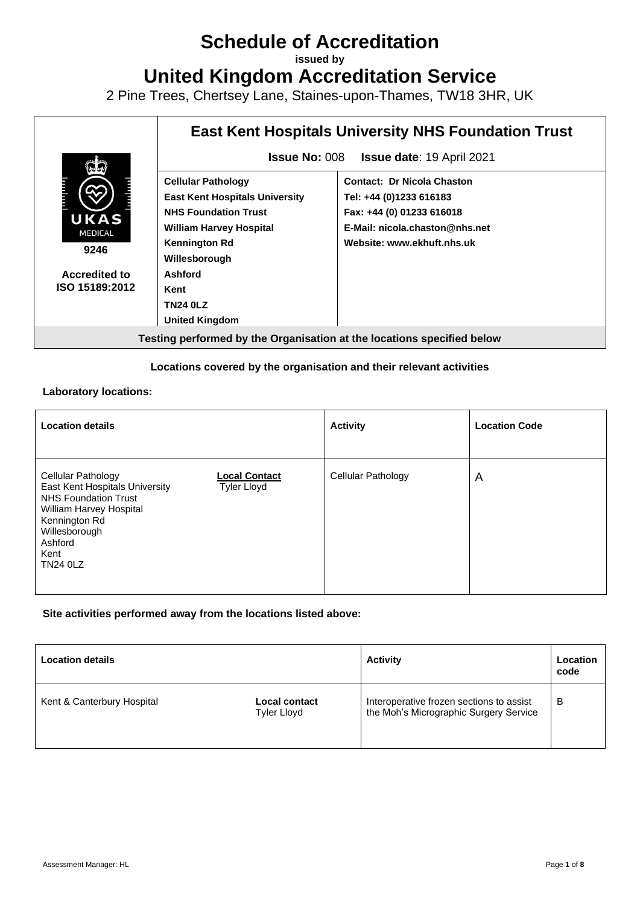# Schedule of Accreditation

**issued by**

# United Kingdom Accreditation Service

2 Pine Trees, Chertsey Lane, Staines-upon-Thames, TW18 3HR, UK

| | **East Kent Hospitals University NHS Foundation Trust** | |
|---|---|---|
| | **Issue No:** 008 **Issue date**: 19 April 2021 | |
| UKAS MEDICAL 9246 **Accredited to ISO 15189:2012** | **Cellular Pathology East Kent Hospitals University NHS Foundation Trust William Harvey Hospital Kennington Rd Willesborough Ashford Kent TN24 0LZ United Kingdom** | **Contact: Dr Nicola Chaston Tel: +44 (0)1233 616183 Fax: +44 (0) 01233 616018 E-Mail: nicola.chaston@nhs.net Website: www.ekhuft.nhs.uk** |
| **Testing performed by the Organisation at the locations specified below** | | |

**Locations covered by the organisation and their relevant activities**

**Laboratory locations:**

| Location details | | Activity | Location Code |
|---|---|---|---|
| Cellular Pathology East Kent Hospitals University NHS Foundation Trust William Harvey Hospital Kennington Rd Willesborough Ashford Kent TN24 0LZ | **Local Contact** Tyler Lloyd | Cellular Pathology | A |

**Site activities performed away from the locations listed above:**

| Location details | | Activity | Location code |
|---|---|---|---|
| Kent & Canterbury Hospital | **Local contact** Tyler Lloyd | Interoperative frozen sections to assist the Moh's Micrographic Surgery Service | B |

Assessment Manager: HL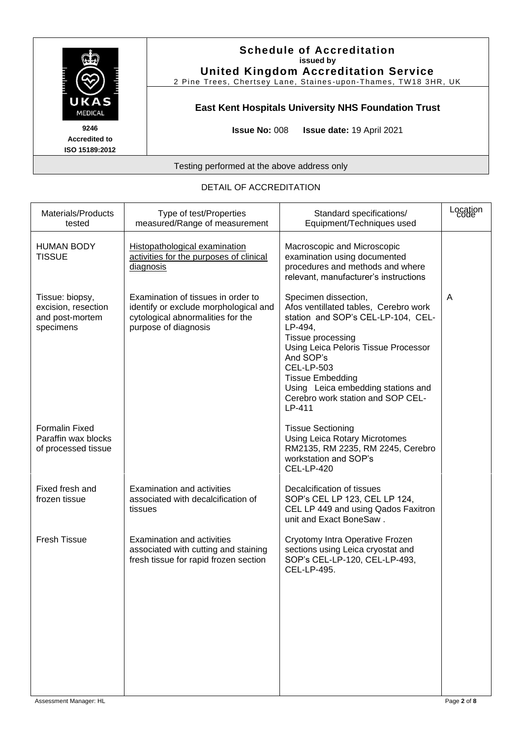# Schedule of Accreditation

**issued by**

**United Kingdom Accreditation Service**

2 Pine Trees, Chertsey Lane, Staines-upon-Thames, TW18 3HR, UK

**9246**
**Accredited to ISO 15189:2012**

## East Kent Hospitals University NHS Foundation Trust

**Issue No:** 008 **Issue date:** 19 April 2021

Testing performed at the above address only

### DETAIL OF ACCREDITATION

| Materials/Products tested | Type of test/Properties measured/Range of measurement | Standard specifications/ Equipment/Techniques used | Location code |
|---|---|---|---|
| HUMAN BODY TISSUE | Histopathological examination activities for the purposes of clinical diagnosis | Macroscopic and Microscopic examination using documented procedures and methods and where relevant, manufacturer's instructions | |
| Tissue: biopsy, excision, resection and post-mortem specimens | Examination of tissues in order to identify or exclude morphological and cytological abnormalities for the purpose of diagnosis | Specimen dissection, Afos ventillated tables, Cerebro work station and SOP's CEL-LP-104, CEL-LP-494, Tissue processing Using Leica Peloris Tissue Processor And SOP's CEL-LP-503 Tissue Embedding Using Leica embedding stations and Cerebro work station and SOP CEL-LP-411 | A |
| Formalin Fixed Paraffin wax blocks of processed tissue | | Tissue Sectioning Using Leica Rotary Microtomes RM2135, RM 2235, RM 2245, Cerebro workstation and SOP's CEL-LP-420 | |
| Fixed fresh and frozen tissue | Examination and activities associated with decalcification of tissues | Decalcification of tissues SOP's CEL LP 123, CEL LP 124, CEL LP 449 and using Qados Faxitron unit and Exact BoneSaw . | |
| Fresh Tissue | Examination and activities associated with cutting and staining fresh tissue for rapid frozen section | Cryotomy Intra Operative Frozen sections using Leica cryostat and SOP's CEL-LP-120, CEL-LP-493, CEL-LP-495. | |

Assessment Manager: HL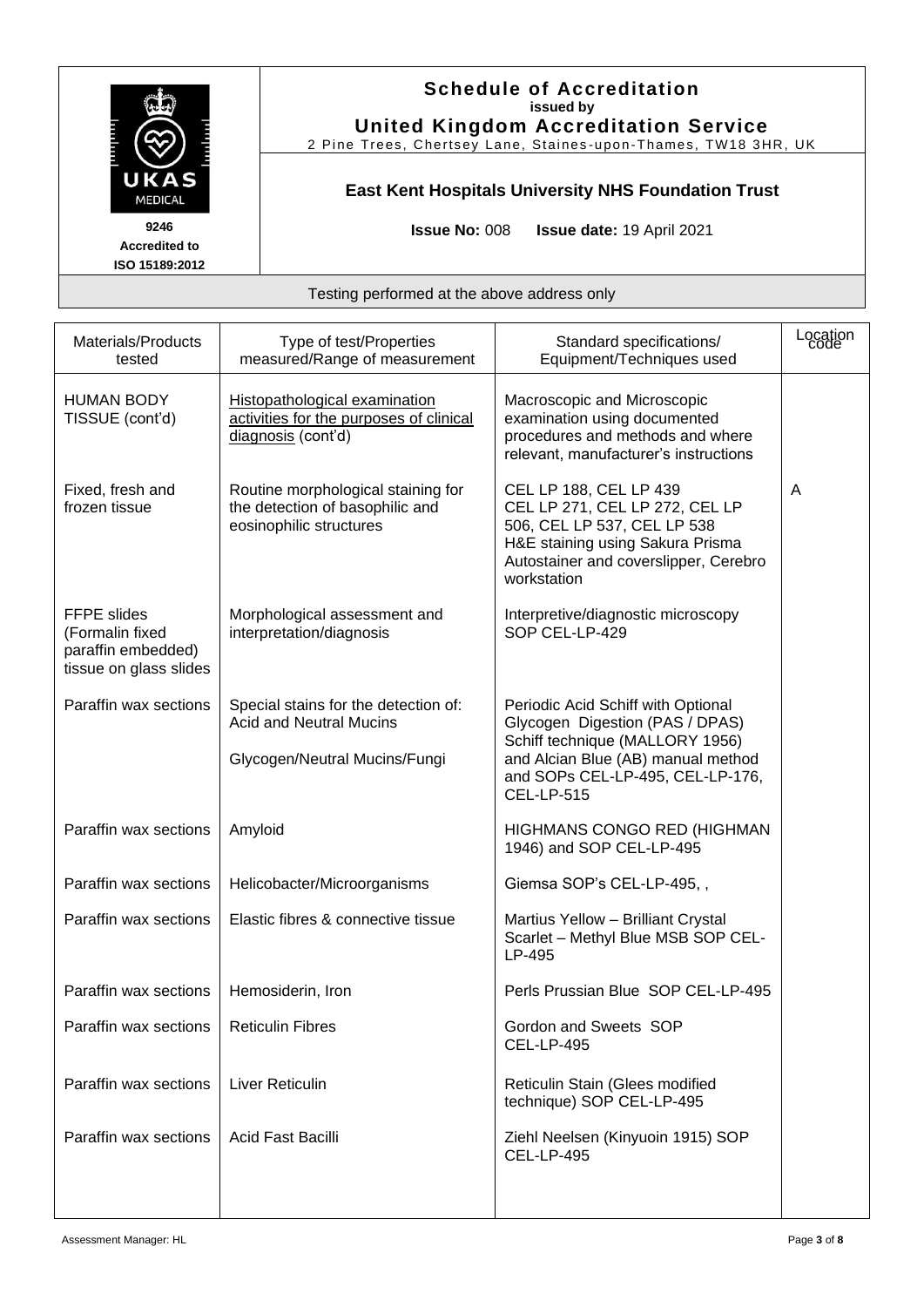# Schedule of Accreditation

**issued by**

**United Kingdom Accreditation Service**

2 Pine Trees, Chertsey Lane, Staines-upon-Thames, TW18 3HR, UK

**9246**
**Accredited to**
**ISO 15189:2012**

## East Kent Hospitals University NHS Foundation Trust

**Issue No:** 008 **Issue date:** 19 April 2021

Testing performed at the above address only

| Materials/Products tested | Type of test/Properties measured/Range of measurement | Standard specifications/ Equipment/Techniques used | Location code |
|---|---|---|---|
| HUMAN BODY TISSUE (cont'd) | Histopathological examination activities for the purposes of clinical diagnosis (cont'd) | Macroscopic and Microscopic examination using documented procedures and methods and where relevant, manufacturer's instructions | |
| Fixed, fresh and frozen tissue | Routine morphological staining for the detection of basophilic and eosinophilic structures | CEL LP 188, CEL LP 439 CEL LP 271, CEL LP 272, CEL LP 506, CEL LP 537, CEL LP 538 H&E staining using Sakura Prisma Autostainer and coverslipper, Cerebro workstation | A |
| FFPE slides (Formalin fixed paraffin embedded) tissue on glass slides | Morphological assessment and interpretation/diagnosis | Interpretive/diagnostic microscopy SOP CEL-LP-429 | |
| Paraffin wax sections | Special stains for the detection of: Acid and Neutral Mucins<br><br>Glycogen/Neutral Mucins/Fungi | Periodic Acid Schiff with Optional Glycogen Digestion (PAS / DPAS) Schiff technique (MALLORY 1956) and Alcian Blue (AB) manual method and SOPs CEL-LP-495, CEL-LP-176, CEL-LP-515 | |
| Paraffin wax sections | Amyloid | HIGHMANS CONGO RED (HIGHMAN 1946) and SOP CEL-LP-495 | |
| Paraffin wax sections | Helicobacter/Microorganisms | Giemsa SOP's CEL-LP-495, , | |
| Paraffin wax sections | Elastic fibres & connective tissue | Martius Yellow – Brilliant Crystal Scarlet – Methyl Blue MSB SOP CEL-LP-495 | |
| Paraffin wax sections | Hemosiderin, Iron | Perls Prussian Blue SOP CEL-LP-495 | |
| Paraffin wax sections | Reticulin Fibres | Gordon and Sweets SOP CEL-LP-495 | |
| Paraffin wax sections | Liver Reticulin | Reticulin Stain (Glees modified technique) SOP CEL-LP-495 | |
| Paraffin wax sections | Acid Fast Bacilli | Ziehl Neelsen (Kinyuoin 1915) SOP CEL-LP-495 | |

Assessment Manager: HL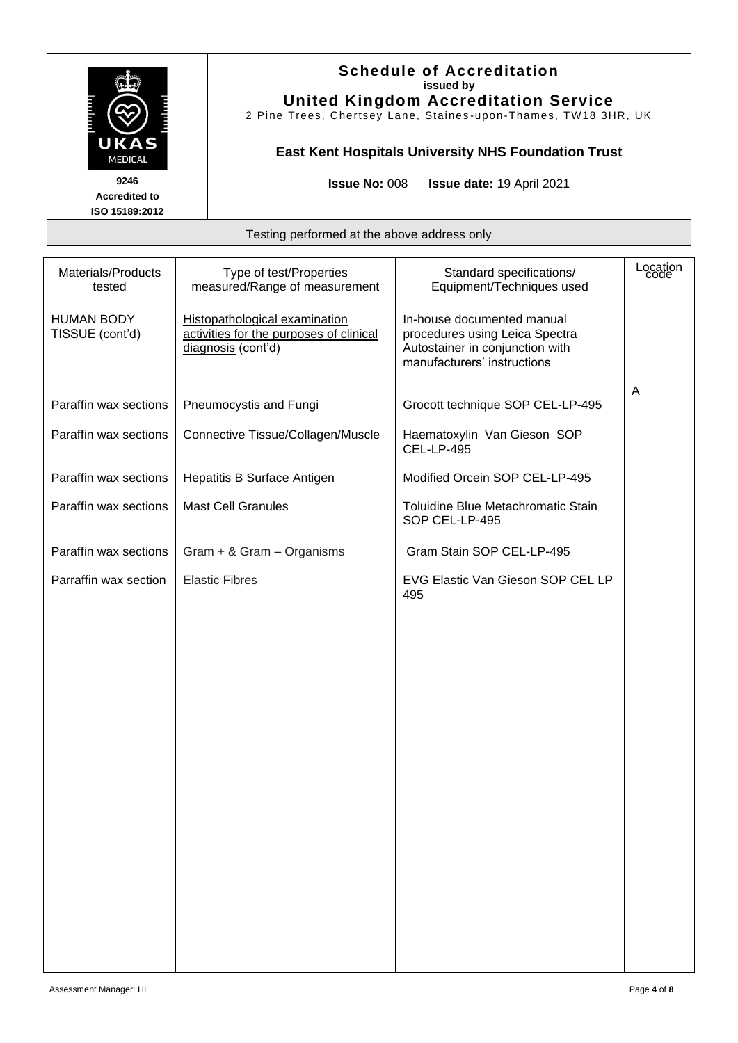**Schedule of Accreditation**
**issued by**
**United Kingdom Accreditation Service**
2 Pine Trees, Chertsey Lane, Staines-upon-Thames, TW18 3HR, UK

**9246**
**Accredited to**
**ISO 15189:2012**

**East Kent Hospitals University NHS Foundation Trust**

**Issue No:** 008 **Issue date:** 19 April 2021

Testing performed at the above address only

| Materials/Products tested | Type of test/Properties measured/Range of measurement | Standard specifications/ Equipment/Techniques used | Location code |
|---|---|---|---|
| HUMAN BODY TISSUE (cont'd) | Histopathological examination activities for the purposes of clinical diagnosis (cont'd) | In-house documented manual procedures using Leica Spectra Autostainer in conjunction with manufacturers' instructions | |
| Paraffin wax sections | Pneumocystis and Fungi | Grocott technique SOP CEL-LP-495 | A |
| Paraffin wax sections | Connective Tissue/Collagen/Muscle | Haematoxylin Van Gieson SOP CEL-LP-495 | |
| Paraffin wax sections | Hepatitis B Surface Antigen | Modified Orcein SOP CEL-LP-495 | |
| Paraffin wax sections | Mast Cell Granules | Toluidine Blue Metachromatic Stain SOP CEL-LP-495 | |
| Paraffin wax sections | Gram + & Gram – Organisms | Gram Stain SOP CEL-LP-495 | |
| Parraffin wax section | Elastic Fibres | EVG Elastic Van Gieson SOP CEL LP 495 | |

Assessment Manager: HL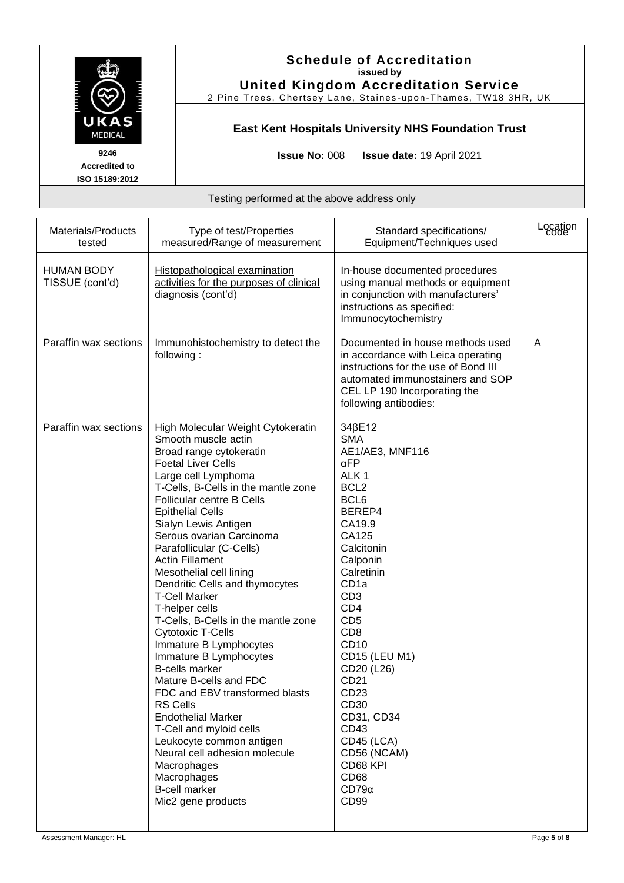**Schedule of Accreditation**
issued by
**United Kingdom Accreditation Service**
2 Pine Trees, Chertsey Lane, Staines-upon-Thames, TW18 3HR, UK

9246
Accredited to
ISO 15189:2012

**East Kent Hospitals University NHS Foundation Trust**

**Issue No:** 008 **Issue date:** 19 April 2021

Testing performed at the above address only

| Materials/Products tested | Type of test/Properties measured/Range of measurement | Standard specifications/ Equipment/Techniques used | Location code |
|---|---|---|---|
| HUMAN BODY TISSUE (cont'd) | Histopathological examination activities for the purposes of clinical diagnosis (cont'd) | In-house documented procedures using manual methods or equipment in conjunction with manufacturers' instructions as specified: Immunocytochemistry | |
| Paraffin wax sections | Immunohistochemistry to detect the following : | Documented in house methods used in accordance with Leica operating instructions for the use of Bond III automated immunostainers and SOP CEL LP 190 Incorporating the following antibodies: | A |
| Paraffin wax sections | High Molecular Weight Cytokeratin | 34βE12 | |
| | Smooth muscle actin | SMA | |
| | Broad range cytokeratin | AE1/AE3, MNF116 | |
| | Foetal Liver Cells | αFP | |
| | Large cell Lymphoma | ALK 1 | |
| | T-Cells, B-Cells in the mantle zone | BCL2 | |
| | Follicular centre B Cells | BCL6 | |
| | Epithelial Cells | BEREP4 | |
| | Sialyn Lewis Antigen | CA19.9 | |
| | Serous ovarian Carcinoma | CA125 | |
| | Parafollicular (C-Cells) | Calcitonin | |
| | Actin Filament | Calponin | |
| | Mesothelial cell lining | Calretinin | |
| | Dendritic Cells and thymocytes | CD1a | |
| | T-Cell Marker | CD3 | |
| | T-helper cells | CD4 | |
| | T-Cells, B-Cells in the mantle zone | CD5 | |
| | Cytotoxic T-Cells | CD8 | |
| | Immature B Lymphocytes | CD10 | |
| | Immature B Lymphocytes | CD15 (LEU M1) | |
| | B-cells marker | CD20 (L26) | |
| | Mature B-cells and FDC | CD21 | |
| | FDC and EBV transformed blasts | CD23 | |
| | RS Cells | CD30 | |
| | Endothelial Marker | CD31, CD34 | |
| | T-Cell and myloid cells | CD43 | |
| | Leukocyte common antigen | CD45 (LCA) | |
| | Neural cell adhesion molecule | CD56 (NCAM) | |
| | Macrophages | CD68 KPI | |
| | Macrophages | CD68 | |
| | B-cell marker | CD79α | |
| | Mic2 gene products | CD99 | |

Assessment Manager: HL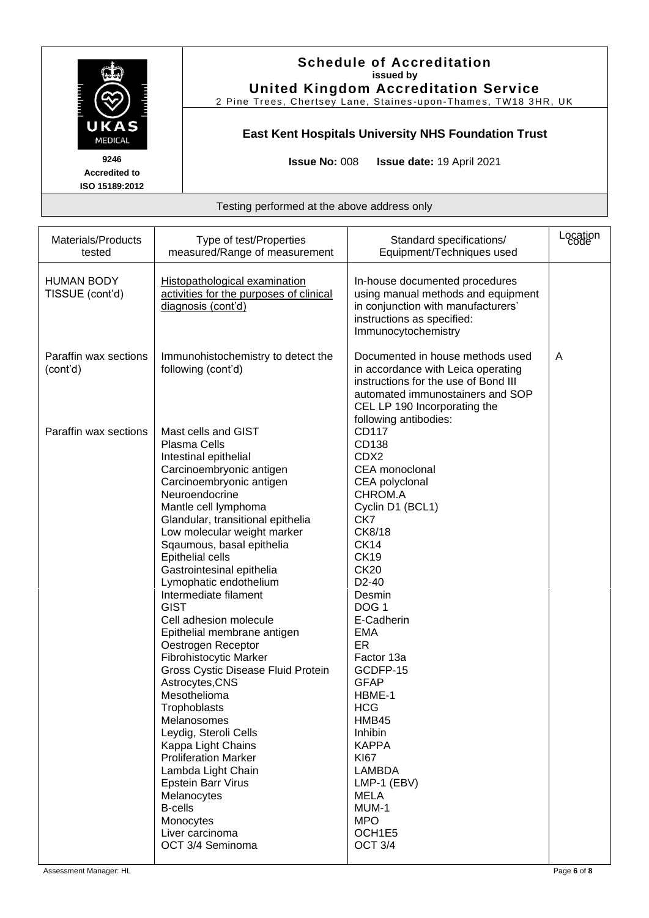**Schedule of Accreditation**
**issued by**
**United Kingdom Accreditation Service**
2 Pine Trees, Chertsey Lane, Staines-upon-Thames, TW18 3HR, UK

UKAS MEDICAL

9246
Accredited to
ISO 15189:2012

**East Kent Hospitals University NHS Foundation Trust**

**Issue No:** 008 **Issue date:** 19 April 2021

Testing performed at the above address only

| Materials/Products tested | Type of test/Properties measured/Range of measurement | Standard specifications/ Equipment/Techniques used | Location code |
|---|---|---|---|
| HUMAN BODY TISSUE (cont'd) | Histopathological examination activities for the purposes of clinical diagnosis (cont'd) | In-house documented procedures using manual methods and equipment in conjunction with manufacturers' instructions as specified: Immunocytochemistry | |
| Paraffin wax sections (cont'd) | Immunohistochemistry to detect the following (cont'd) | Documented in house methods used in accordance with Leica operating instructions for the use of Bond III automated immunostainers and SOP CEL LP 190 Incorporating the following antibodies: | A |
| Paraffin wax sections | Mast cells and GIST | CD117 | |
| | Plasma Cells | CD138 | |
| | Intestinal epithelial | CDX2 | |
| | Carcinoembryonic antigen | CEA monoclonal | |
| | Carcinoembryonic antigen | CEA polyclonal | |
| | Neuroendocrine | CHROM.A | |
| | Mantle cell lymphoma | Cyclin D1 (BCL1) | |
| | Glandular, transitional epithelia | CK7 | |
| | Low molecular weight marker | CK8/18 | |
| | Sqaumous, basal epithelia | CK14 | |
| | Epithelial cells | CK19 | |
| | Gastrointesinal epithelia | CK20 | |
| | Lymophatic endothelium | D2-40 | |
| | Intermediate filament | Desmin | |
| | GIST | DOG 1 | |
| | Cell adhesion molecule | E-Cadherin | |
| | Epithelial membrane antigen | EMA | |
| | Oestrogen Receptor | ER | |
| | Fibrohistocytic Marker | Factor 13a | |
| | Gross Cystic Disease Fluid Protein | GCDFP-15 | |
| | Astrocytes,CNS | GFAP | |
| | Mesothelioma | HBME-1 | |
| | Trophoblasts | HCG | |
| | Melanosomes | HMB45 | |
| | Leydig, Steroli Cells | Inhibin | |
| | Kappa Light Chains | KAPPA | |
| | Proliferation Marker | KI67 | |
| | Lambda Light Chain | LAMBDA | |
| | Epstein Barr Virus | LMP-1 (EBV) | |
| | Melanocytes | MELA | |
| | B-cells | MUM-1 | |
| | Monocytes | MPO | |
| | Liver carcinoma | OCH1E5 | |
| | OCT 3/4 Seminoma | OCT 3/4 | |

Assessment Manager: HL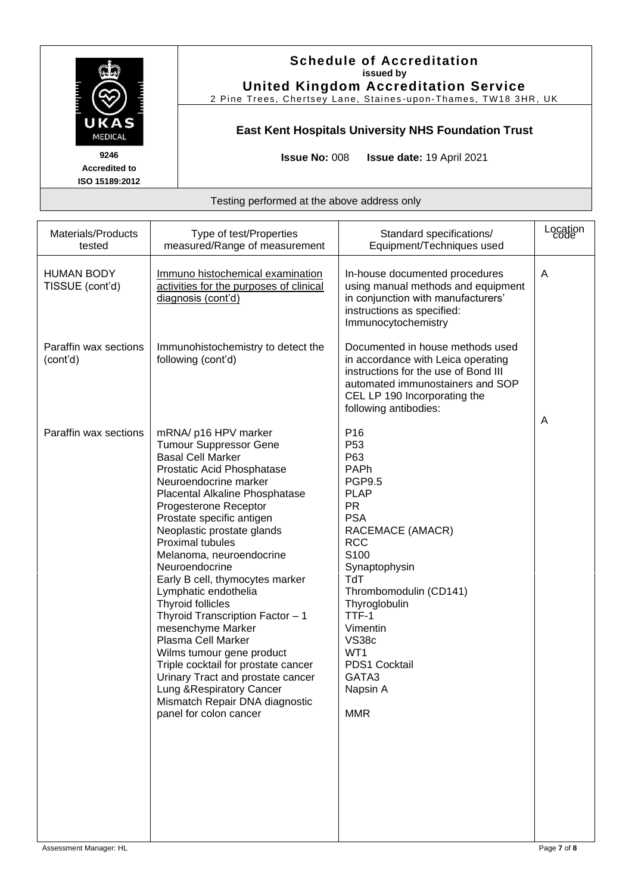**Schedule of Accreditation**
**issued by**
**United Kingdom Accreditation Service**
2 Pine Trees, Chertsey Lane, Staines-upon-Thames, TW18 3HR, UK

9246
Accredited to
ISO 15189:2012

**East Kent Hospitals University NHS Foundation Trust**

**Issue No:** 008 **Issue date:** 19 April 2021

Testing performed at the above address only

| Materials/Products tested | Type of test/Properties measured/Range of measurement | Standard specifications/ Equipment/Techniques used | Location code |
|---|---|---|---|
| HUMAN BODY TISSUE (cont'd) | Immuno histochemical examination activities for the purposes of clinical diagnosis (cont'd) | In-house documented procedures using manual methods and equipment in conjunction with manufacturers' instructions as specified: Immunocytochemistry | A |
| Paraffin wax sections (cont'd) | Immunohistochemistry to detect the following (cont'd) | Documented in house methods used in accordance with Leica operating instructions for the use of Bond III automated immunostainers and SOP CEL LP 190 Incorporating the following antibodies: | A |
| Paraffin wax sections | mRNA/ p16 HPV marker | P16 | |
| | Tumour Suppressor Gene | P53 | |
| | Basal Cell Marker | P63 | |
| | Prostatic Acid Phosphatase | PAPh | |
| | Neuroendocrine marker | PGP9.5 | |
| | Placental Alkaline Phosphatase | PLAP | |
| | Progesterone Receptor | PR | |
| | Prostate specific antigen | PSA | |
| | Neoplastic prostate glands | RACEMACE (AMACR) | |
| | Proximal tubules | RCC | |
| | Melanoma, neuroendocrine | S100 | |
| | Neuroendocrine | Synaptophysin | |
| | Early B cell, thymocytes marker | TdT | |
| | Lymphatic endothelia | Thrombomodulin (CD141) | |
| | Thyroid follicles | Thyroglobulin | |
| | Thyroid Transcription Factor – 1 | TTF-1 | |
| | mesenchyme Marker | Vimentin | |
| | Plasma Cell Marker | VS38c | |
| | Wilms tumour gene product | WT1 | |
| | Triple cocktail for prostate cancer | PDS1 Cocktail | |
| | Urinary Tract and prostate cancer | GATA3 | |
| | Lung &Respiratory Cancer | Napsin A | |
| | Mismatch Repair DNA diagnostic panel for colon cancer | MMR | |

Assessment Manager: HL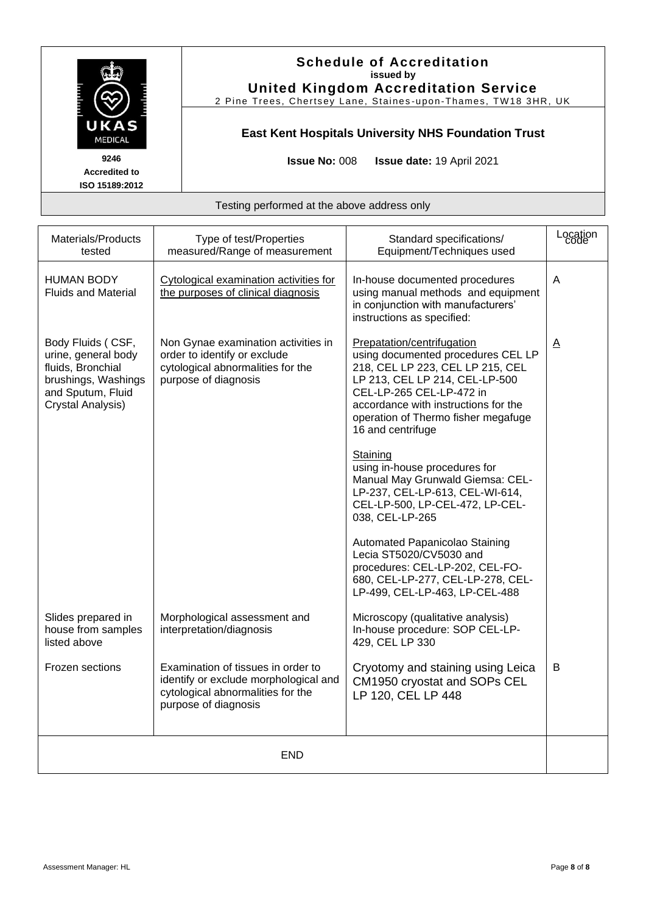# Schedule of Accreditation

**issued by**

**United Kingdom Accreditation Service**

2 Pine Trees, Chertsey Lane, Staines-upon-Thames, TW18 3HR, UK

9246

Accredited to

ISO 15189:2012

## East Kent Hospitals University NHS Foundation Trust

**Issue No:** 008 **Issue date:** 19 April 2021

Testing performed at the above address only

| Materials/Products tested | Type of test/Properties measured/Range of measurement | Standard specifications/ Equipment/Techniques used | Location code |
|---|---|---|---|
| HUMAN BODY Fluids and Material | Cytological examination activities for the purposes of clinical diagnosis | In-house documented procedures using manual methods and equipment in conjunction with manufacturers' instructions as specified: | A |
| Body Fluids ( CSF, urine, general body fluids, Bronchial brushings, Washings and Sputum, Fluid Crystal Analysis) | Non Gynae examination activities in order to identify or exclude cytological abnormalities for the purpose of diagnosis | Prepatation/centrifugation using documented procedures CEL LP 218, CEL LP 223, CEL LP 215, CEL LP 213, CEL LP 214, CEL-LP-500 CEL-LP-265 CEL-LP-472 in accordance with instructions for the operation of Thermo fisher megafuge 16 and centrifuge<br><br>Staining using in-house procedures for Manual May Grunwald Giemsa: CEL-LP-237, CEL-LP-613, CEL-WI-614, CEL-LP-500, LP-CEL-472, LP-CEL-038, CEL-LP-265<br><br>Automated Papanicolao Staining Lecia ST5020/CV5030 and procedures: CEL-LP-202, CEL-FO-680, CEL-LP-277, CEL-LP-278, CEL-LP-499, CEL-LP-463, LP-CEL-488 | A |
| Slides prepared in house from samples listed above | Morphological assessment and interpretation/diagnosis | Microscopy (qualitative analysis) In-house procedure: SOP CEL-LP-429, CEL LP 330 | |
| Frozen sections | Examination of tissues in order to identify or exclude morphological and cytological abnormalities for the purpose of diagnosis | Cryotomy and staining using Leica CM1950 cryostat and SOPs CEL LP 120, CEL LP 448 | B |

END

Assessment Manager: HL